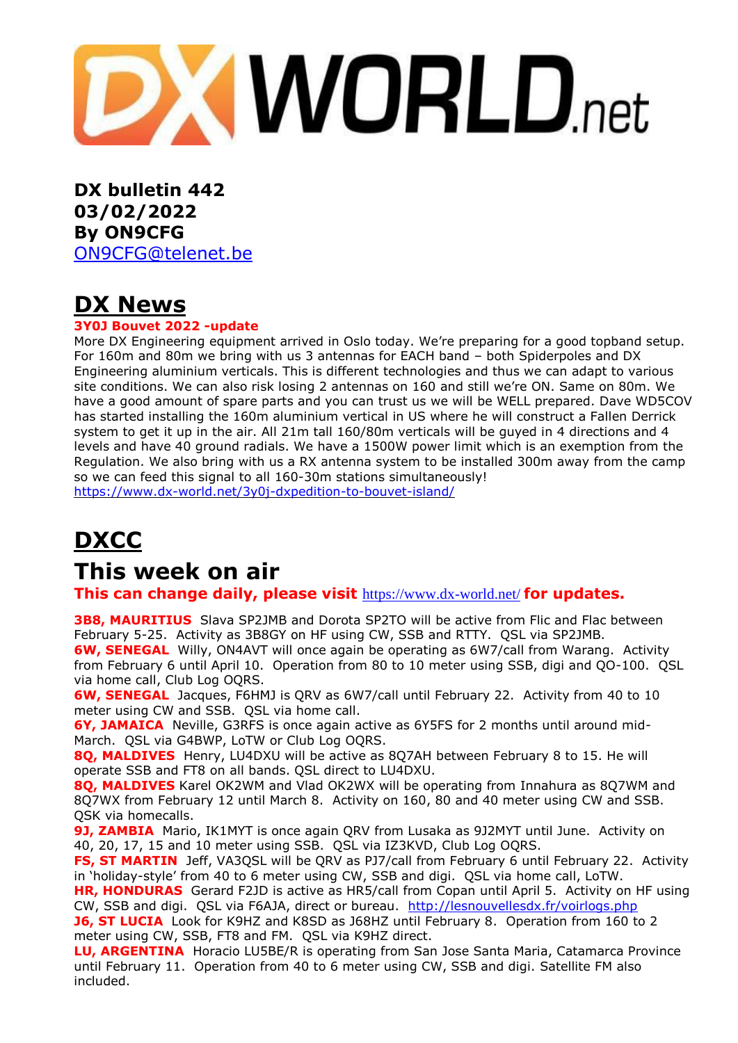# DX WORLD.net

**DX bulletin 442**
**03/02/2022**
**By ON9CFG**
ON9CFG@telenet.be

## DX News

**3Y0J Bouvet 2022 -update**

More DX Engineering equipment arrived in Oslo today. We're preparing for a good topband setup. For 160m and 80m we bring with us 3 antennas for EACH band – both Spiderpoles and DX Engineering aluminium verticals. This is different technologies and thus we can adapt to various site conditions. We can also risk losing 2 antennas on 160 and still we're ON. Same on 80m. We have a good amount of spare parts and you can trust us we will be WELL prepared. Dave WD5COV has started installing the 160m aluminium vertical in US where he will construct a Fallen Derrick system to get it up in the air. All 21m tall 160/80m verticals will be guyed in 4 directions and 4 levels and have 40 ground radials. We have a 1500W power limit which is an exemption from the Regulation. We also bring with us a RX antenna system to be installed 300m away from the camp so we can feed this signal to all 160-30m stations simultaneously!
https://www.dx-world.net/3y0j-dxpedition-to-bouvet-island/

## DXCC

## This week on air

**This can change daily, please visit** https://www.dx-world.net/ **for updates.**

**3B8, MAURITIUS** Slava SP2JMB and Dorota SP2TO will be active from Flic and Flac between February 5-25. Activity as 3B8GY on HF using CW, SSB and RTTY. QSL via SP2JMB.
**6W, SENEGAL** Willy, ON4AVT will once again be operating as 6W7/call from Warang. Activity from February 6 until April 10. Operation from 80 to 10 meter using SSB, digi and QO-100. QSL via home call, Club Log OQRS.
**6W, SENEGAL** Jacques, F6HMJ is QRV as 6W7/call until February 22. Activity from 40 to 10 meter using CW and SSB. QSL via home call.
**6Y, JAMAICA** Neville, G3RFS is once again active as 6Y5FS for 2 months until around mid-March. QSL via G4BWP, LoTW or Club Log OQRS.
**8Q, MALDIVES** Henry, LU4DXU will be active as 8Q7AH between February 8 to 15. He will operate SSB and FT8 on all bands. QSL direct to LU4DXU.
**8Q, MALDIVES** Karel OK2WM and Vlad OK2WX will be operating from Innahura as 8Q7WM and 8Q7WX from February 12 until March 8. Activity on 160, 80 and 40 meter using CW and SSB. QSK via homecalls.
**9J, ZAMBIA** Mario, IK1MYT is once again QRV from Lusaka as 9J2MYT until June. Activity on 40, 20, 17, 15 and 10 meter using SSB. QSL via IZ3KVD, Club Log OQRS.
**FS, ST MARTIN** Jeff, VA3QSL will be QRV as PJ7/call from February 6 until February 22. Activity in 'holiday-style' from 40 to 6 meter using CW, SSB and digi. QSL via home call, LoTW.
**HR, HONDURAS** Gerard F2JD is active as HR5/call from Copan until April 5. Activity on HF using CW, SSB and digi. QSL via F6AJA, direct or bureau. http://lesnouvellesdx.fr/voirlogs.php
**J6, ST LUCIA** Look for K9HZ and K8SD as J68HZ until February 8. Operation from 160 to 2 meter using CW, SSB, FT8 and FM. QSL via K9HZ direct.
**LU, ARGENTINA** Horacio LU5BE/R is operating from San Jose Santa Maria, Catamarca Province until February 11. Operation from 40 to 6 meter using CW, SSB and digi. Satellite FM also included.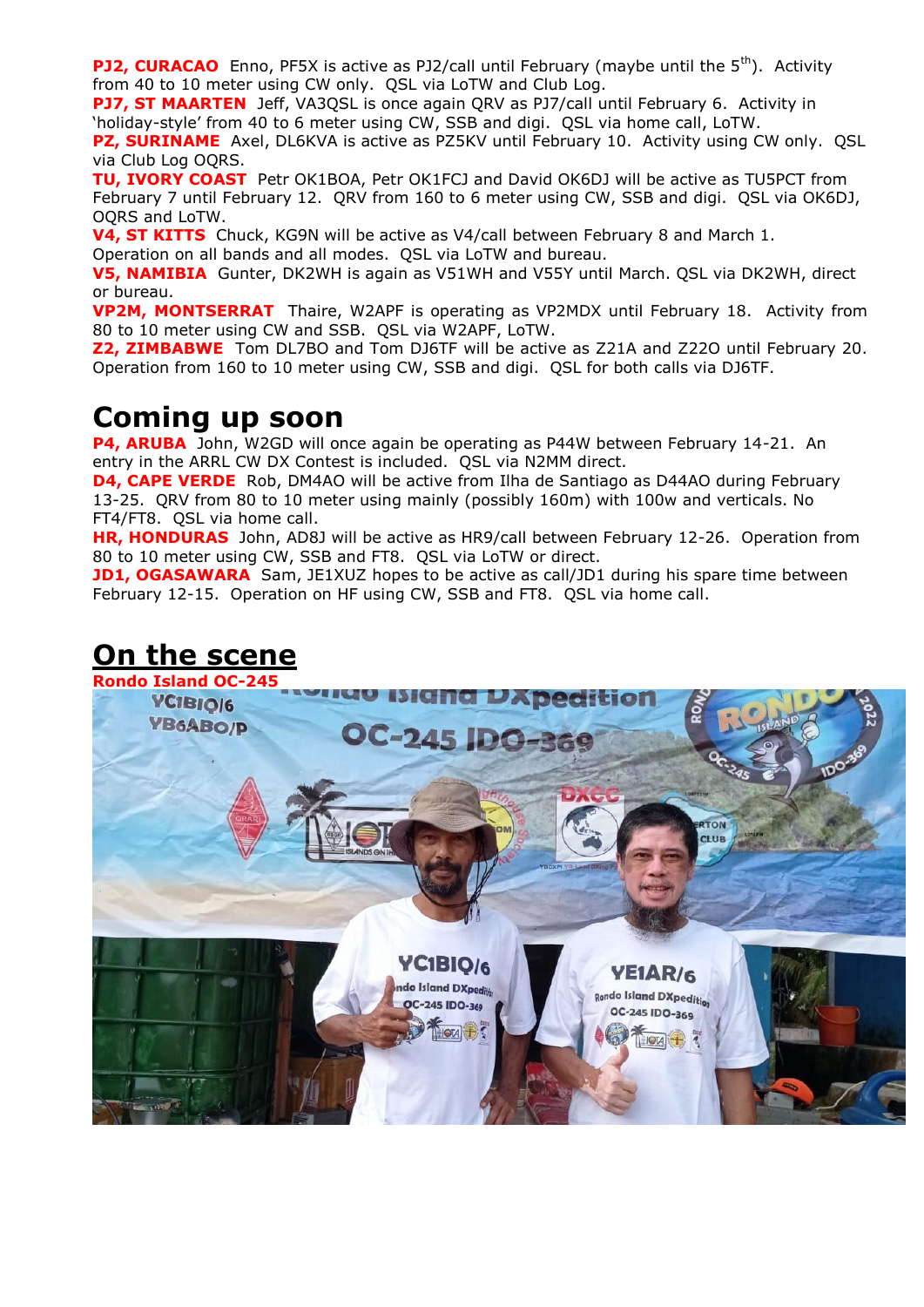**PJ2, CURACAO** Enno, PF5X is active as PJ2/call until February (maybe until the 5th). Activity from 40 to 10 meter using CW only. QSL via LoTW and Club Log.
**PJ7, ST MAARTEN** Jeff, VA3QSL is once again QRV as PJ7/call until February 6. Activity in 'holiday-style' from 40 to 6 meter using CW, SSB and digi. QSL via home call, LoTW.
**PZ, SURINAME** Axel, DL6KVA is active as PZ5KV until February 10. Activity using CW only. QSL via Club Log OQRS.
**TU, IVORY COAST** Petr OK1BOA, Petr OK1FCJ and David OK6DJ will be active as TU5PCT from February 7 until February 12. QRV from 160 to 6 meter using CW, SSB and digi. QSL via OK6DJ, OQRS and LoTW.
**V4, ST KITTS** Chuck, KG9N will be active as V4/call between February 8 and March 1. Operation on all bands and all modes. QSL via LoTW and bureau.
**V5, NAMIBIA** Gunter, DK2WH is again as V51WH and V55Y until March. QSL via DK2WH, direct or bureau.
**VP2M, MONTSERRAT** Thaire, W2APF is operating as VP2MDX until February 18. Activity from 80 to 10 meter using CW and SSB. QSL via W2APF, LoTW.
**Z2, ZIMBABWE** Tom DL7BO and Tom DJ6TF will be active as Z21A and Z22O until February 20. Operation from 160 to 10 meter using CW, SSB and digi. QSL for both calls via DJ6TF.

# Coming up soon

**P4, ARUBA** John, W2GD will once again be operating as P44W between February 14-21. An entry in the ARRL CW DX Contest is included. QSL via N2MM direct.
**D4, CAPE VERDE** Rob, DM4AO will be active from Ilha de Santiago as D44AO during February 13-25. QRV from 80 to 10 meter using mainly (possibly 160m) with 100w and verticals. No FT4/FT8. QSL via home call.
**HR, HONDURAS** John, AD8J will be active as HR9/call between February 12-26. Operation from 80 to 10 meter using CW, SSB and FT8. QSL via LoTW or direct.
**JD1, OGASAWARA** Sam, JE1XUZ hopes to be active as call/JD1 during his spare time between February 12-15. Operation on HF using CW, SSB and FT8. QSL via home call.

# On the scene

**Rondo Island OC-245**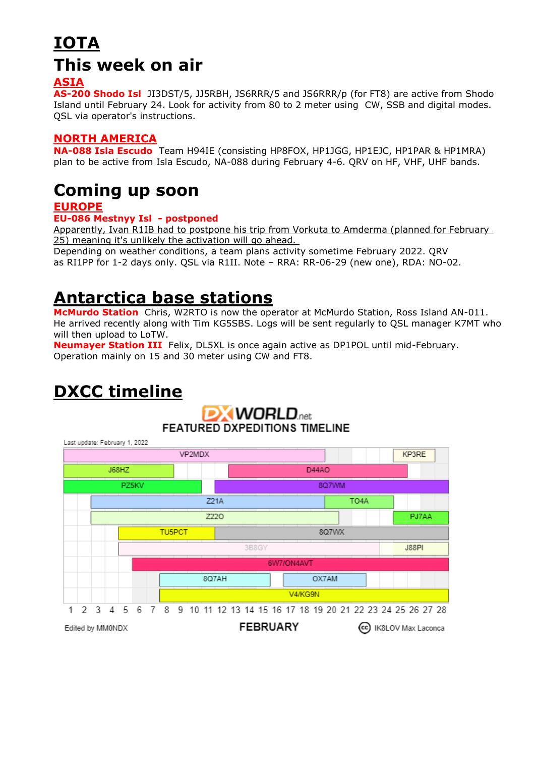# IOTA

## This week on air

### ASIA

**AS-200 Shodo Isl** JI3DST/5, JJ5RBH, JS6RRR/5 and JS6RRR/p (for FT8) are active from Shodo Island until February 24. Look for activity from 80 to 2 meter using CW, SSB and digital modes. QSL via operator's instructions.

### NORTH AMERICA

**NA-088 Isla Escudo** Team H94IE (consisting HP8FOX, HP1JGG, HP1EJC, HP1PAR & HP1MRA) plan to be active from Isla Escudo, NA-088 during February 4-6. QRV on HF, VHF, UHF bands.

## Coming up soon

### EUROPE

**EU-086 Mestnyy Isl - postponed**

Apparently, Ivan R1IB had to postpone his trip from Vorkuta to Amderma (planned for February 25) meaning it's unlikely the activation will go ahead.

Depending on weather conditions, a team plans activity sometime February 2022. QRV as RI1PP for 1-2 days only. QSL via R1II. Note – RRA: RR-06-29 (new one), RDA: NO-02.

# Antarctica base stations

**McMurdo Station** Chris, W2RTO is now the operator at McMurdo Station, Ross Island AN-011. He arrived recently along with Tim KG5SBS. Logs will be sent regularly to QSL manager K7MT who will then upload to LoTW.

**Neumayer Station III** Felix, DL5XL is once again active as DP1POL until mid-February. Operation mainly on 15 and 30 meter using CW and FT8.

# DXCC timeline

DXWORLD.net
FEATURED DXPEDITIONS TIMELINE

Last update: February 1, 2022

VP2MDX, KP3RE, J68HZ, D44AO, PZ5KV, 8Q7WM, Z21A, TO4A, Z22O, PJ7AA, TU5PCT, 8Q7WX, 3B8GY, J88PI, 6W7/ON4AVT, 8Q7AH, OX7AM, V4/KG9N

1 2 3 4 5 6 7 8 9 10 11 12 13 14 15 16 17 18 19 20 21 22 23 24 25 26 27 28

FEBRUARY

Edited by MM0NDX

IK8LOV Max Laconca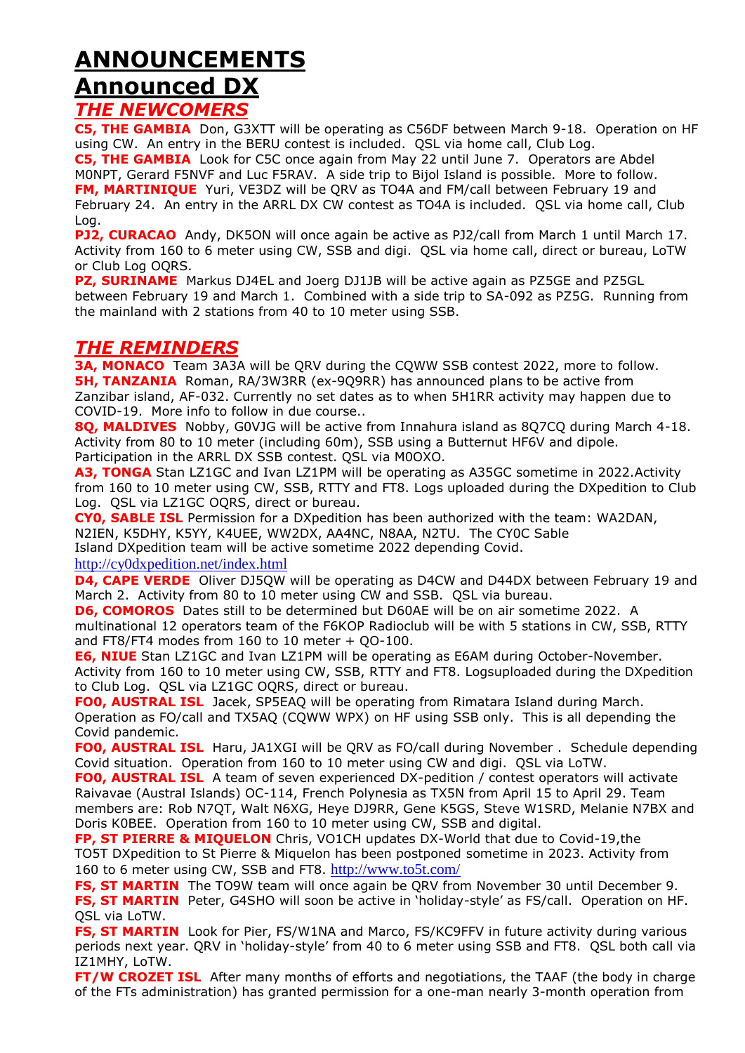# ANNOUNCEMENTS

# Announced DX

## *THE NEWCOMERS*

**C5, THE GAMBIA** Don, G3XTT will be operating as C56DF between March 9-18. Operation on HF using CW. An entry in the BERU contest is included. QSL via home call, Club Log.

**C5, THE GAMBIA** Look for C5C once again from May 22 until June 7. Operators are Abdel M0NPT, Gerard F5NVF and Luc F5RAV. A side trip to Bijol Island is possible. More to follow.

**FM, MARTINIQUE** Yuri, VE3DZ will be QRV as TO4A and FM/call between February 19 and February 24. An entry in the ARRL DX CW contest as TO4A is included. QSL via home call, Club Log.

**PJ2, CURACAO** Andy, DK5ON will once again be active as PJ2/call from March 1 until March 17. Activity from 160 to 6 meter using CW, SSB and digi. QSL via home call, direct or bureau, LoTW or Club Log OQRS.

**PZ, SURINAME** Markus DJ4EL and Joerg DJ1JB will be active again as PZ5GE and PZ5GL between February 19 and March 1. Combined with a side trip to SA-092 as PZ5G. Running from the mainland with 2 stations from 40 to 10 meter using SSB.

## *THE REMINDERS*

**3A, MONACO** Team 3A3A will be QRV during the CQWW SSB contest 2022, more to follow.

**5H, TANZANIA** Roman, RA/3W3RR (ex-9Q9RR) has announced plans to be active from Zanzibar island, AF-032. Currently no set dates as to when 5H1RR activity may happen due to COVID-19. More info to follow in due course..

**8Q, MALDIVES** Nobby, G0VJG will be active from Innahura island as 8Q7CQ during March 4-18. Activity from 80 to 10 meter (including 60m), SSB using a Butternut HF6V and dipole. Participation in the ARRL DX SSB contest. QSL via M0OXO.

**A3, TONGA** Stan LZ1GC and Ivan LZ1PM will be operating as A35GC sometime in 2022.Activity from 160 to 10 meter using CW, SSB, RTTY and FT8. Logs uploaded during the DXpedition to Club Log. QSL via LZ1GC OQRS, direct or bureau.

**CY0, SABLE ISL** Permission for a DXpedition has been authorized with the team: WA2DAN, N2IEN, K5DHY, K5YY, K4UEE, WW2DX, AA4NC, N8AA, N2TU. The CY0C Sable Island DXpedition team will be active sometime 2022 depending Covid.
http://cy0dxpedition.net/index.html

**D4, CAPE VERDE** Oliver DJ5QW will be operating as D4CW and D44DX between February 19 and March 2. Activity from 80 to 10 meter using CW and SSB. QSL via bureau.

**D6, COMOROS** Dates still to be determined but D60AE will be on air sometime 2022. A multinational 12 operators team of the F6KOP Radioclub will be with 5 stations in CW, SSB, RTTY and FT8/FT4 modes from 160 to 10 meter + QO-100.

**E6, NIUE** Stan LZ1GC and Ivan LZ1PM will be operating as E6AM during October-November. Activity from 160 to 10 meter using CW, SSB, RTTY and FT8. Logsuploaded during the DXpedition to Club Log. QSL via LZ1GC OQRS, direct or bureau.

**FO0, AUSTRAL ISL** Jacek, SP5EAQ will be operating from Rimatara Island during March. Operation as FO/call and TX5AQ (CQWW WPX) on HF using SSB only. This is all depending the Covid pandemic.

**FO0, AUSTRAL ISL** Haru, JA1XGI will be QRV as FO/call during November . Schedule depending Covid situation. Operation from 160 to 10 meter using CW and digi. QSL via LoTW.

**FO0, AUSTRAL ISL** A team of seven experienced DX-pedition / contest operators will activate Raivavae (Austral Islands) OC-114, French Polynesia as TX5N from April 15 to April 29. Team members are: Rob N7QT, Walt N6XG, Heye DJ9RR, Gene K5GS, Steve W1SRD, Melanie N7BX and Doris K0BEE. Operation from 160 to 10 meter using CW, SSB and digital.

**FP, ST PIERRE & MIQUELON** Chris, VO1CH updates DX-World that due to Covid-19,the TO5T DXpedition to St Pierre & Miquelon has been postponed sometime in 2023. Activity from 160 to 6 meter using CW, SSB and FT8. http://www.to5t.com/

**FS, ST MARTIN** The TO9W team will once again be QRV from November 30 until December 9.

**FS, ST MARTIN** Peter, G4SHO will soon be active in 'holiday-style' as FS/call. Operation on HF. QSL via LoTW.

**FS, ST MARTIN** Look for Pier, FS/W1NA and Marco, FS/KC9FFV in future activity during various periods next year. QRV in 'holiday-style' from 40 to 6 meter using SSB and FT8. QSL both call via IZ1MHY, LoTW.

**FT/W CROZET ISL** After many months of efforts and negotiations, the TAAF (the body in charge of the FTs administration) has granted permission for a one-man nearly 3-month operation from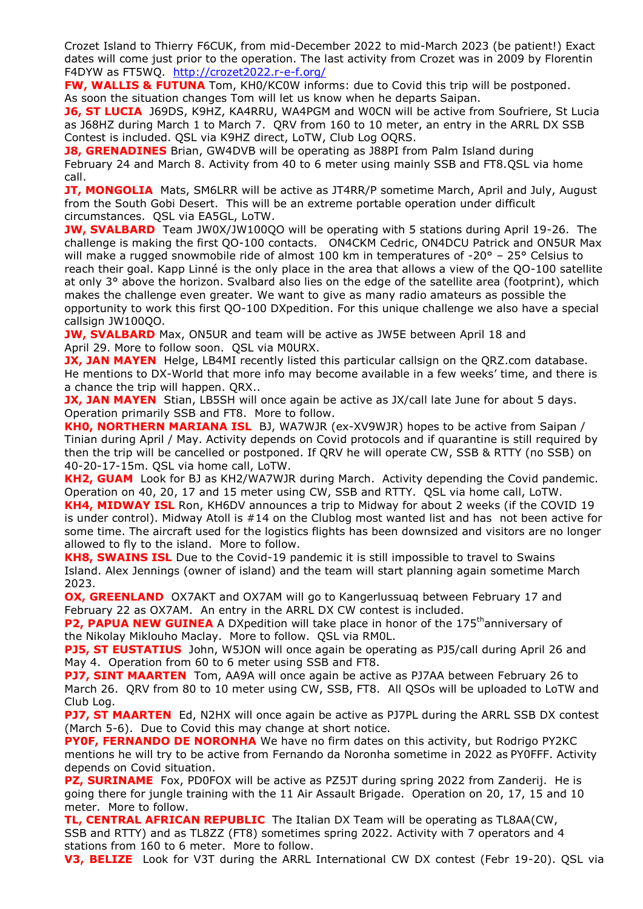Crozet Island to Thierry F6CUK, from mid-December 2022 to mid-March 2023 (be patient!) Exact dates will come just prior to the operation. The last activity from Crozet was in 2009 by Florentin F4DYW as FT5WQ. http://crozet2022.r-e-f.org/

**FW, WALLIS & FUTUNA** Tom, KH0/KC0W informs: due to Covid this trip will be postponed. As soon the situation changes Tom will let us know when he departs Saipan.

**J6, ST LUCIA** J69DS, K9HZ, KA4RRU, WA4PGM and W0CN will be active from Soufriere, St Lucia as J68HZ during March 1 to March 7. QRV from 160 to 10 meter, an entry in the ARRL DX SSB Contest is included. QSL via K9HZ direct, LoTW, Club Log OQRS.

**J8, GRENADINES** Brian, GW4DVB will be operating as J88PI from Palm Island during February 24 and March 8. Activity from 40 to 6 meter using mainly SSB and FT8.QSL via home call.

**JT, MONGOLIA** Mats, SM6LRR will be active as JT4RR/P sometime March, April and July, August from the South Gobi Desert. This will be an extreme portable operation under difficult circumstances. QSL via EA5GL, LoTW.

**JW, SVALBARD** Team JW0X/JW100QO will be operating with 5 stations during April 19-26. The challenge is making the first QO-100 contacts. ON4CKM Cedric, ON4DCU Patrick and ON5UR Max will make a rugged snowmobile ride of almost 100 km in temperatures of -20° – 25° Celsius to reach their goal. Kapp Linné is the only place in the area that allows a view of the QO-100 satellite at only 3° above the horizon. Svalbard also lies on the edge of the satellite area (footprint), which makes the challenge even greater. We want to give as many radio amateurs as possible the opportunity to work this first QO-100 DXpedition. For this unique challenge we also have a special callsign JW100QO.

**JW, SVALBARD** Max, ON5UR and team will be active as JW5E between April 18 and April 29. More to follow soon. QSL via M0URX.

**JX, JAN MAYEN** Helge, LB4MI recently listed this particular callsign on the QRZ.com database. He mentions to DX-World that more info may become available in a few weeks' time, and there is a chance the trip will happen. QRX..

**JX, JAN MAYEN** Stian, LB5SH will once again be active as JX/call late June for about 5 days. Operation primarily SSB and FT8. More to follow.

**KH0, NORTHERN MARIANA ISL** BJ, WA7WJR (ex-XV9WJR) hopes to be active from Saipan / Tinian during April / May. Activity depends on Covid protocols and if quarantine is still required by then the trip will be cancelled or postponed. If QRV he will operate CW, SSB & RTTY (no SSB) on 40-20-17-15m. QSL via home call, LoTW.

**KH2, GUAM** Look for BJ as KH2/WA7WJR during March. Activity depending the Covid pandemic. Operation on 40, 20, 17 and 15 meter using CW, SSB and RTTY. QSL via home call, LoTW.

**KH4, MIDWAY ISL** Ron, KH6DV announces a trip to Midway for about 2 weeks (if the COVID 19 is under control). Midway Atoll is #14 on the Clublog most wanted list and has not been active for some time. The aircraft used for the logistics flights has been downsized and visitors are no longer allowed to fly to the island. More to follow.

**KH8, SWAINS ISL** Due to the Covid-19 pandemic it is still impossible to travel to Swains Island. Alex Jennings (owner of island) and the team will start planning again sometime March 2023.

**OX, GREENLAND** OX7AKT and OX7AM will go to Kangerlussuaq between February 17 and February 22 as OX7AM. An entry in the ARRL DX CW contest is included.

**P2, PAPUA NEW GUINEA** A DXpedition will take place in honor of the 175th anniversary of the Nikolay Miklouho Maclay. More to follow. QSL via RM0L.

**PJ5, ST EUSTATIUS** John, W5JON will once again be operating as PJ5/call during April 26 and May 4. Operation from 60 to 6 meter using SSB and FT8.

**PJ7, SINT MAARTEN** Tom, AA9A will once again be active as PJ7AA between February 26 to March 26. QRV from 80 to 10 meter using CW, SSB, FT8. All QSOs will be uploaded to LoTW and Club Log.

**PJ7, ST MAARTEN** Ed, N2HX will once again be active as PJ7PL during the ARRL SSB DX contest (March 5-6). Due to Covid this may change at short notice.

**PY0F, FERNANDO DE NORONHA** We have no firm dates on this activity, but Rodrigo PY2KC mentions he will try to be active from Fernando da Noronha sometime in 2022 as PY0FFF. Activity depends on Covid situation.

**PZ, SURINAME** Fox, PD0FOX will be active as PZ5JT during spring 2022 from Zanderij. He is going there for jungle training with the 11 Air Assault Brigade. Operation on 20, 17, 15 and 10 meter. More to follow.

**TL, CENTRAL AFRICAN REPUBLIC** The Italian DX Team will be operating as TL8AA(CW, SSB and RTTY) and as TL8ZZ (FT8) sometimes spring 2022. Activity with 7 operators and 4 stations from 160 to 6 meter. More to follow.

**V3, BELIZE** Look for V3T during the ARRL International CW DX contest (Febr 19-20). QSL via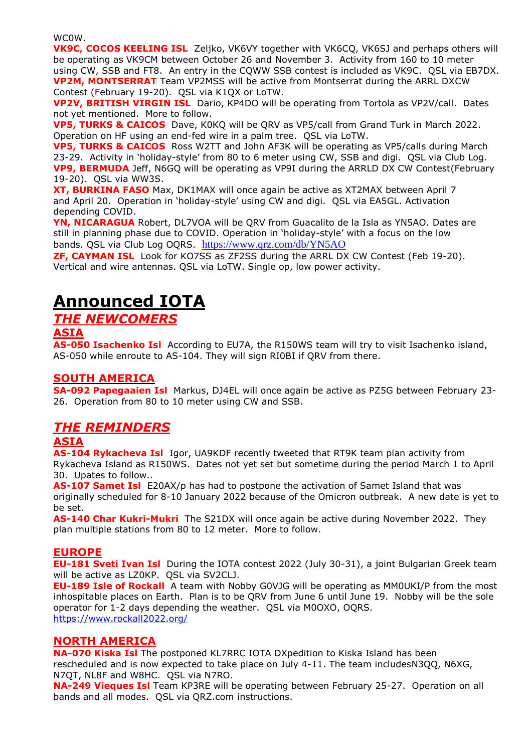WC0W.

**VK9C, COCOS KEELING ISL** Zeljko, VK6VY together with VK6CQ, VK6SJ and perhaps others will be operating as VK9CM between October 26 and November 3. Activity from 160 to 10 meter using CW, SSB and FT8. An entry in the CQWW SSB contest is included as VK9C. QSL via EB7DX.

**VP2M, MONTSERRAT** Team VP2MSS will be active from Montserrat during the ARRL DXCW Contest (February 19-20). QSL via K1QX or LoTW.

**VP2V, BRITISH VIRGIN ISL** Dario, KP4DO will be operating from Tortola as VP2V/call. Dates not yet mentioned. More to follow.

**VP5, TURKS & CAICOS** Dave, K0KQ will be QRV as VP5/call from Grand Turk in March 2022. Operation on HF using an end-fed wire in a palm tree. QSL via LoTW.

**VP5, TURKS & CAICOS** Ross W2TT and John AF3K will be operating as VP5/calls during March 23-29. Activity in 'holiday-style' from 80 to 6 meter using CW, SSB and digi. QSL via Club Log.

**VP9, BERMUDA** Jeff, N6GQ will be operating as VP9I during the ARRLD DX CW Contest(February 19-20). QSL via WW3S.

**XT, BURKINA FASO** Max, DK1MAX will once again be active as XT2MAX between April 7 and April 20. Operation in 'holiday-style' using CW and digi. QSL via EA5GL. Activation depending COVID.

**YN, NICARAGUA** Robert, DL7VOA will be QRV from Guacalito de la Isla as YN5AO. Dates are still in planning phase due to COVID. Operation in 'holiday-style' with a focus on the low bands. QSL via Club Log OQRS. https://www.qrz.com/db/YN5AO

**ZF, CAYMAN ISL** Look for KO7SS as ZF2SS during the ARRL DX CW Contest (Feb 19-20). Vertical and wire antennas. QSL via LoTW. Single op, low power activity.

# Announced IOTA

## *THE NEWCOMERS*

### ASIA

**AS-050 Isachenko Isl** According to EU7A, the R150WS team will try to visit Isachenko island, AS-050 while enroute to AS-104. They will sign RI0BI if QRV from there.

### SOUTH AMERICA

**SA-092 Papegaaien Isl** Markus, DJ4EL will once again be active as PZ5G between February 23-26. Operation from 80 to 10 meter using CW and SSB.

## *THE REMINDERS*

### ASIA

**AS-104 Rykacheva Isl** Igor, UA9KDF recently tweeted that RT9K team plan activity from Rykacheva Island as R150WS. Dates not yet set but sometime during the period March 1 to April 30. Upates to follow..

**AS-107 Samet Isl** E20AX/p has had to postpone the activation of Samet Island that was originally scheduled for 8-10 January 2022 because of the Omicron outbreak. A new date is yet to be set.

**AS-140 Char Kukri-Mukri** The S21DX will once again be active during November 2022. They plan multiple stations from 80 to 12 meter. More to follow.

### EUROPE

**EU-181 Sveti Ivan Isl** During the IOTA contest 2022 (July 30-31), a joint Bulgarian Greek team will be active as LZ0KP. QSL via SV2CLJ.

**EU-189 Isle of Rockall** A team with Nobby G0VJG will be operating as MM0UKI/P from the most inhospitable places on Earth. Plan is to be QRV from June 6 until June 19. Nobby will be the sole operator for 1-2 days depending the weather. QSL via M0OXO, OQRS.
https://www.rockall2022.org/

### NORTH AMERICA

**NA-070 Kiska Isl** The postponed KL7RRC IOTA DXpedition to Kiska Island has been rescheduled and is now expected to take place on July 4-11. The team includesN3QQ, N6XG, N7QT, NL8F and W8HC. QSL via N7RO.

**NA-249 Vieques Isl** Team KP3RE will be operating between February 25-27. Operation on all bands and all modes. QSL via QRZ.com instructions.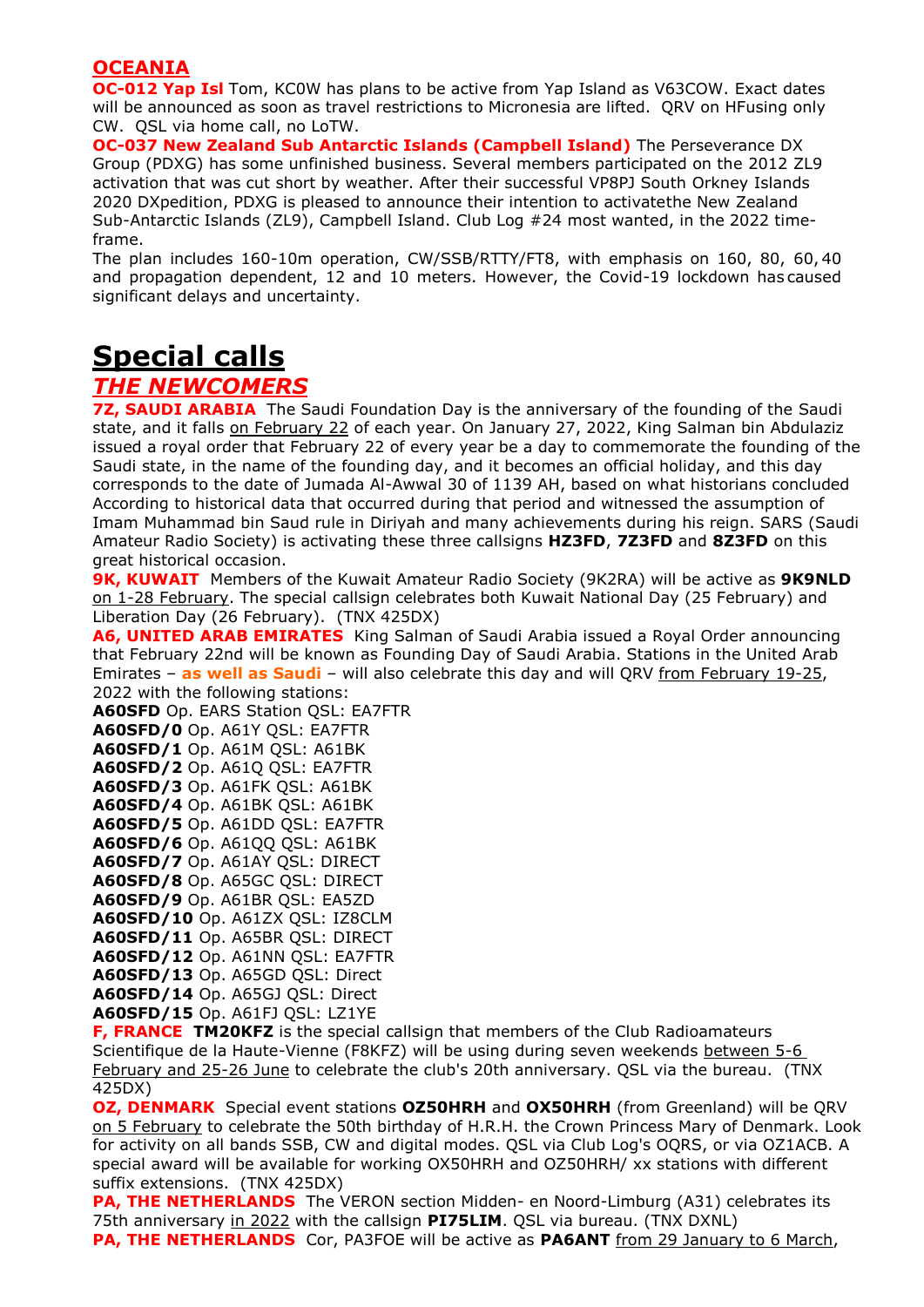## OCEANIA

**OC-012 Yap Isl** Tom, KC0W has plans to be active from Yap Island as V63COW. Exact dates will be announced as soon as travel restrictions to Micronesia are lifted. QRV on HFusing only CW. QSL via home call, no LoTW.

**OC-037 New Zealand Sub Antarctic Islands (Campbell Island)** The Perseverance DX Group (PDXG) has some unfinished business. Several members participated on the 2012 ZL9 activation that was cut short by weather. After their successful VP8PJ South Orkney Islands 2020 DXpedition, PDXG is pleased to announce their intention to activatethe New Zealand Sub-Antarctic Islands (ZL9), Campbell Island. Club Log #24 most wanted, in the 2022 time-frame.

The plan includes 160-10m operation, CW/SSB/RTTY/FT8, with emphasis on 160, 80, 60, 40 and propagation dependent, 12 and 10 meters. However, the Covid-19 lockdown has caused significant delays and uncertainty.

# Special calls

## *THE NEWCOMERS*

**7Z, SAUDI ARABIA** The Saudi Foundation Day is the anniversary of the founding of the Saudi state, and it falls on February 22 of each year. On January 27, 2022, King Salman bin Abdulaziz issued a royal order that February 22 of every year be a day to commemorate the founding of the Saudi state, in the name of the founding day, and it becomes an official holiday, and this day corresponds to the date of Jumada Al-Awwal 30 of 1139 AH, based on what historians concluded According to historical data that occurred during that period and witnessed the assumption of Imam Muhammad bin Saud rule in Diriyah and many achievements during his reign. SARS (Saudi Amateur Radio Society) is activating these three callsigns **HZ3FD**, **7Z3FD** and **8Z3FD** on this great historical occasion.

**9K, KUWAIT** Members of the Kuwait Amateur Radio Society (9K2RA) will be active as **9K9NLD** on 1-28 February. The special callsign celebrates both Kuwait National Day (25 February) and Liberation Day (26 February). (TNX 425DX)

**A6, UNITED ARAB EMIRATES** King Salman of Saudi Arabia issued a Royal Order announcing that February 22nd will be known as Founding Day of Saudi Arabia. Stations in the United Arab Emirates – **as well as Saudi** – will also celebrate this day and will QRV from February 19-25, 2022 with the following stations:

**A60SFD** Op. EARS Station QSL: EA7FTR
**A60SFD/0** Op. A61Y QSL: EA7FTR
**A60SFD/1** Op. A61M QSL: A61BK
**A60SFD/2** Op. A61Q QSL: EA7FTR
**A60SFD/3** Op. A61FK QSL: A61BK
**A60SFD/4** Op. A61BK QSL: A61BK
**A60SFD/5** Op. A61DD QSL: EA7FTR
**A60SFD/6** Op. A61QQ QSL: A61BK
**A60SFD/7** Op. A61AY QSL: DIRECT
**A60SFD/8** Op. A65GC QSL: DIRECT
**A60SFD/9** Op. A61BR QSL: EA5ZD
**A60SFD/10** Op. A61ZX QSL: IZ8CLM
**A60SFD/11** Op. A65BR QSL: DIRECT
**A60SFD/12** Op. A61NN QSL: EA7FTR
**A60SFD/13** Op. A65GD QSL: Direct
**A60SFD/14** Op. A65GJ QSL: Direct
**A60SFD/15** Op. A61FJ QSL: LZ1YE

**F, FRANCE** **TM20KFZ** is the special callsign that members of the Club Radioamateurs Scientifique de la Haute-Vienne (F8KFZ) will be using during seven weekends between 5-6 February and 25-26 June to celebrate the club's 20th anniversary. QSL via the bureau. (TNX 425DX)

**OZ, DENMARK** Special event stations **OZ50HRH** and **OX50HRH** (from Greenland) will be QRV on 5 February to celebrate the 50th birthday of H.R.H. the Crown Princess Mary of Denmark. Look for activity on all bands SSB, CW and digital modes. QSL via Club Log's OQRS, or via OZ1ACB. A special award will be available for working OX50HRH and OZ50HRH/ xx stations with different suffix extensions. (TNX 425DX)

**PA, THE NETHERLANDS** The VERON section Midden- en Noord-Limburg (A31) celebrates its 75th anniversary in 2022 with the callsign **PI75LIM**. QSL via bureau. (TNX DXNL)

**PA, THE NETHERLANDS** Cor, PA3FOE will be active as **PA6ANT** from 29 January to 6 March,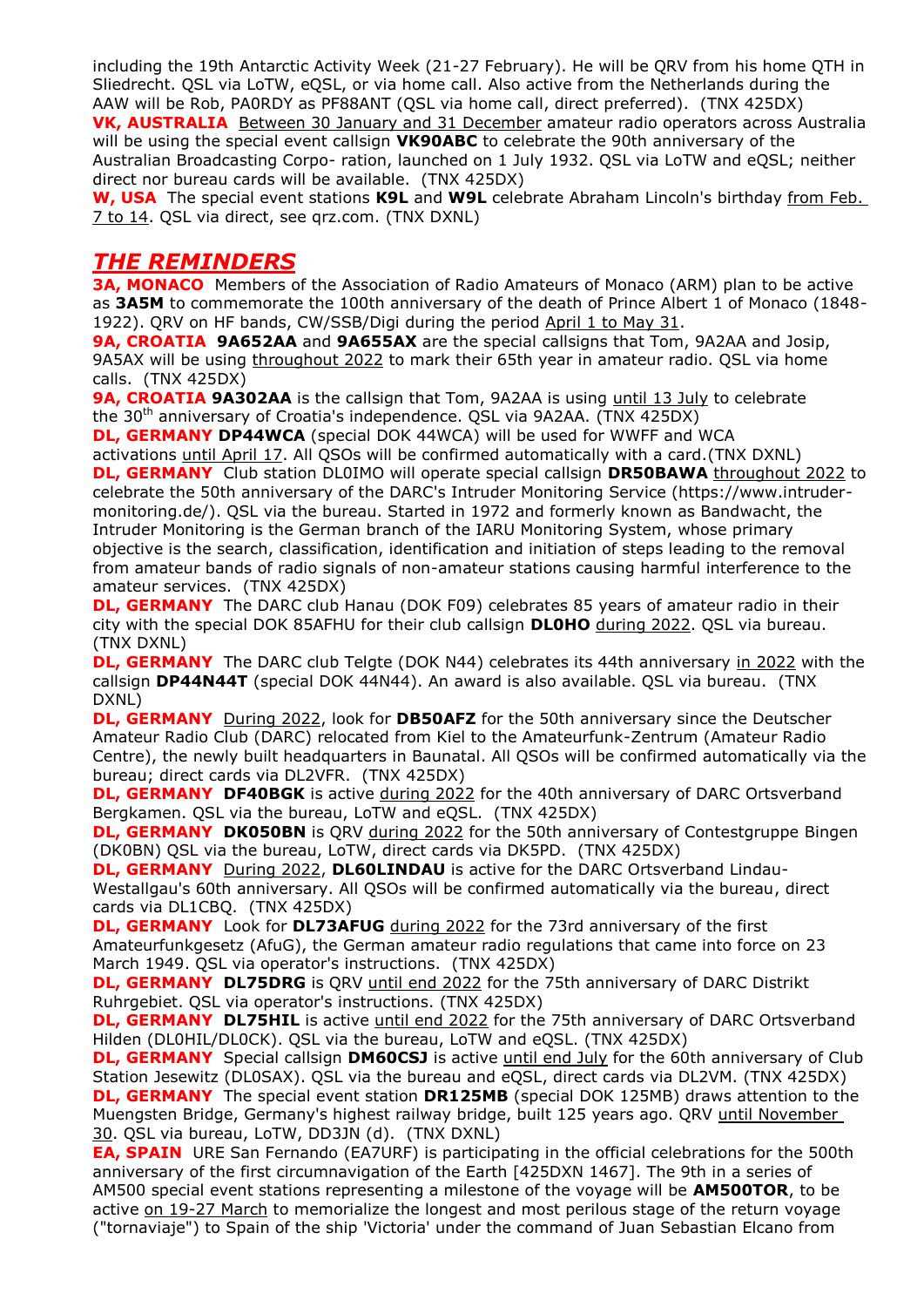including the 19th Antarctic Activity Week (21-27 February). He will be QRV from his home QTH in Sliedrecht. QSL via LoTW, eQSL, or via home call. Also active from the Netherlands during the AAW will be Rob, PA0RDY as PF88ANT (QSL via home call, direct preferred). (TNX 425DX)

**VK, AUSTRALIA** Between 30 January and 31 December amateur radio operators across Australia will be using the special event callsign **VK90ABC** to celebrate the 90th anniversary of the Australian Broadcasting Corpo- ration, launched on 1 July 1932. QSL via LoTW and eQSL; neither direct nor bureau cards will be available. (TNX 425DX)

**W, USA** The special event stations **K9L** and **W9L** celebrate Abraham Lincoln's birthday from Feb. 7 to 14. QSL via direct, see qrz.com. (TNX DXNL)

## *THE REMINDERS*

**3A, MONACO** Members of the Association of Radio Amateurs of Monaco (ARM) plan to be active as **3A5M** to commemorate the 100th anniversary of the death of Prince Albert 1 of Monaco (1848-1922). QRV on HF bands, CW/SSB/Digi during the period April 1 to May 31.

**9A, CROATIA** **9A652AA** and **9A655AX** are the special callsigns that Tom, 9A2AA and Josip, 9A5AX will be using throughout 2022 to mark their 65th year in amateur radio. QSL via home calls. (TNX 425DX)

**9A, CROATIA** **9A302AA** is the callsign that Tom, 9A2AA is using until 13 July to celebrate the 30th anniversary of Croatia's independence. QSL via 9A2AA. (TNX 425DX)

**DL, GERMANY** **DP44WCA** (special DOK 44WCA) will be used for WWFF and WCA activations until April 17. All QSOs will be confirmed automatically with a card.(TNX DXNL)

**DL, GERMANY** Club station DL0IMO will operate special callsign **DR50BAWA** throughout 2022 to celebrate the 50th anniversary of the DARC's Intruder Monitoring Service (https://www.intruder-monitoring.de/). QSL via the bureau. Started in 1972 and formerly known as Bandwacht, the Intruder Monitoring is the German branch of the IARU Monitoring System, whose primary objective is the search, classification, identification and initiation of steps leading to the removal from amateur bands of radio signals of non-amateur stations causing harmful interference to the amateur services. (TNX 425DX)

**DL, GERMANY** The DARC club Hanau (DOK F09) celebrates 85 years of amateur radio in their city with the special DOK 85AFHU for their club callsign **DL0HO** during 2022. QSL via bureau. (TNX DXNL)

**DL, GERMANY** The DARC club Telgte (DOK N44) celebrates its 44th anniversary in 2022 with the callsign **DP44N44T** (special DOK 44N44). An award is also available. QSL via bureau. (TNX DXNL)

**DL, GERMANY** During 2022, look for **DB50AFZ** for the 50th anniversary since the Deutscher Amateur Radio Club (DARC) relocated from Kiel to the Amateurfunk-Zentrum (Amateur Radio Centre), the newly built headquarters in Baunatal. All QSOs will be confirmed automatically via the bureau; direct cards via DL2VFR. (TNX 425DX)

**DL, GERMANY** **DF40BGK** is active during 2022 for the 40th anniversary of DARC Ortsverband Bergkamen. QSL via the bureau, LoTW and eQSL. (TNX 425DX)

**DL, GERMANY** **DK050BN** is QRV during 2022 for the 50th anniversary of Contestgruppe Bingen (DK0BN) QSL via the bureau, LoTW, direct cards via DK5PD. (TNX 425DX)

**DL, GERMANY** During 2022, **DL60LINDAU** is active for the DARC Ortsverband Lindau-Westallgau's 60th anniversary. All QSOs will be confirmed automatically via the bureau, direct cards via DL1CBQ. (TNX 425DX)

**DL, GERMANY** Look for **DL73AFUG** during 2022 for the 73rd anniversary of the first Amateurfunkgesetz (AfuG), the German amateur radio regulations that came into force on 23 March 1949. QSL via operator's instructions. (TNX 425DX)

**DL, GERMANY** **DL75DRG** is QRV until end 2022 for the 75th anniversary of DARC Distrikt Ruhrgebiet. QSL via operator's instructions. (TNX 425DX)

**DL, GERMANY** **DL75HIL** is active until end 2022 for the 75th anniversary of DARC Ortsverband Hilden (DL0HIL/DL0CK). QSL via the bureau, LoTW and eQSL. (TNX 425DX)

**DL, GERMANY** Special callsign **DM60CSJ** is active until end July for the 60th anniversary of Club Station Jesewitz (DL0SAX). QSL via the bureau and eQSL, direct cards via DL2VM. (TNX 425DX)

**DL, GERMANY** The special event station **DR125MB** (special DOK 125MB) draws attention to the Muengsten Bridge, Germany's highest railway bridge, built 125 years ago. QRV until November 30. QSL via bureau, LoTW, DD3JN (d). (TNX DXNL)

**EA, SPAIN** URE San Fernando (EA7URF) is participating in the official celebrations for the 500th anniversary of the first circumnavigation of the Earth [425DXN 1467]. The 9th in a series of AM500 special event stations representing a milestone of the voyage will be **AM500TOR**, to be active on 19-27 March to memorialize the longest and most perilous stage of the return voyage ("tornaviaje") to Spain of the ship 'Victoria' under the command of Juan Sebastian Elcano from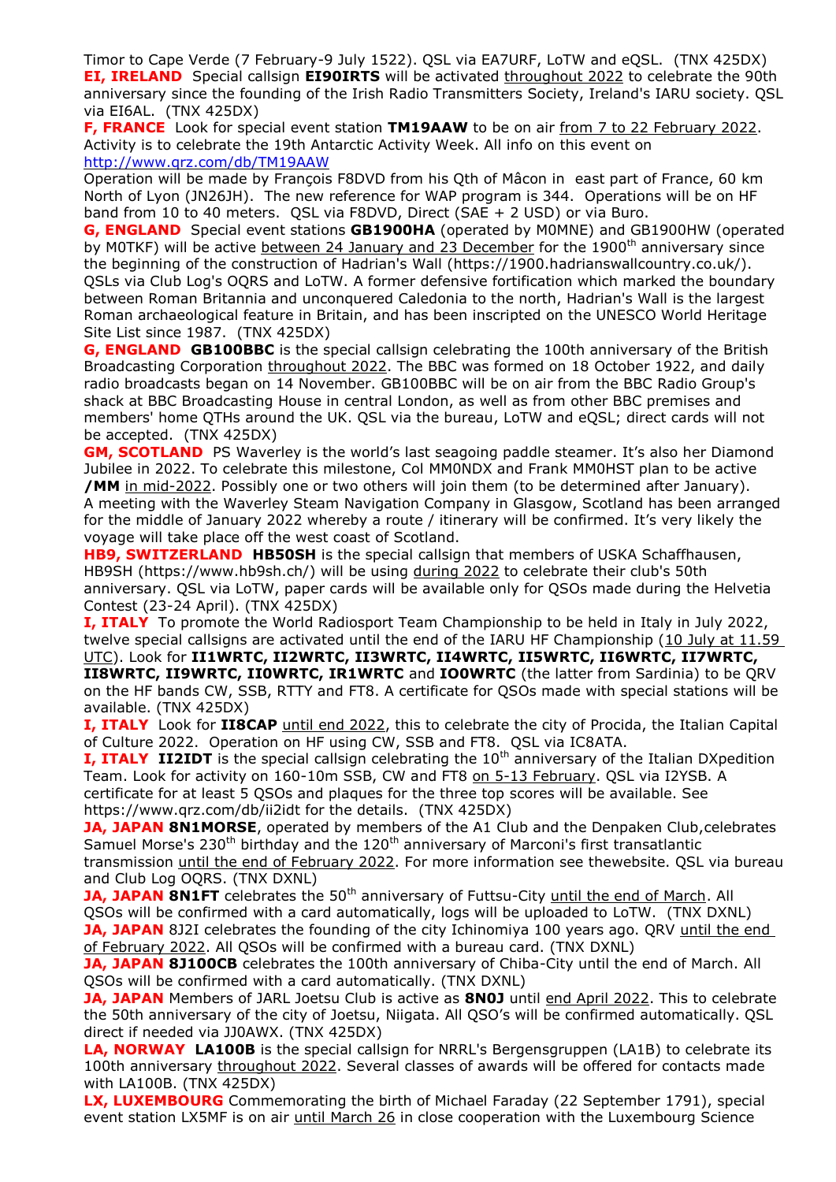Timor to Cape Verde (7 February-9 July 1522). QSL via EA7URF, LoTW and eQSL. (TNX 425DX)

**EI, IRELAND** Special callsign **EI90IRTS** will be activated throughout 2022 to celebrate the 90th anniversary since the founding of the Irish Radio Transmitters Society, Ireland's IARU society. QSL via EI6AL. (TNX 425DX)

**F, FRANCE** Look for special event station **TM19AAW** to be on air from 7 to 22 February 2022. Activity is to celebrate the 19th Antarctic Activity Week. All info on this event on http://www.qrz.com/db/TM19AAW
Operation will be made by François F8DVD from his Qth of Mâcon in east part of France, 60 km North of Lyon (JN26JH). The new reference for WAP program is 344. Operations will be on HF band from 10 to 40 meters. QSL via F8DVD, Direct (SAE + 2 USD) or via Buro.

**G, ENGLAND** Special event stations **GB1900HA** (operated by M0MNE) and GB1900HW (operated by M0TKF) will be active between 24 January and 23 December for the 1900th anniversary since the beginning of the construction of Hadrian's Wall (https://1900.hadrianswallcountry.co.uk/). QSLs via Club Log's OQRS and LoTW. A former defensive fortification which marked the boundary between Roman Britannia and unconquered Caledonia to the north, Hadrian's Wall is the largest Roman archaeological feature in Britain, and has been inscripted on the UNESCO World Heritage Site List since 1987. (TNX 425DX)

**G, ENGLAND** **GB100BBC** is the special callsign celebrating the 100th anniversary of the British Broadcasting Corporation throughout 2022. The BBC was formed on 18 October 1922, and daily radio broadcasts began on 14 November. GB100BBC will be on air from the BBC Radio Group's shack at BBC Broadcasting House in central London, as well as from other BBC premises and members' home QTHs around the UK. QSL via the bureau, LoTW and eQSL; direct cards will not be accepted. (TNX 425DX)

**GM, SCOTLAND** PS Waverley is the world's last seagoing paddle steamer. It's also her Diamond Jubilee in 2022. To celebrate this milestone, Col MM0NDX and Frank MM0HST plan to be active **/MM** in mid-2022. Possibly one or two others will join them (to be determined after January). A meeting with the Waverley Steam Navigation Company in Glasgow, Scotland has been arranged for the middle of January 2022 whereby a route / itinerary will be confirmed. It's very likely the voyage will take place off the west coast of Scotland.

**HB9, SWITZERLAND** **HB50SH** is the special callsign that members of USKA Schaffhausen, HB9SH (https://www.hb9sh.ch/) will be using during 2022 to celebrate their club's 50th anniversary. QSL via LoTW, paper cards will be available only for QSOs made during the Helvetia Contest (23-24 April). (TNX 425DX)

**I, ITALY** To promote the World Radiosport Team Championship to be held in Italy in July 2022, twelve special callsigns are activated until the end of the IARU HF Championship (10 July at 11.59 UTC). Look for **II1WRTC, II2WRTC, II3WRTC, II4WRTC, II5WRTC, II6WRTC, II7WRTC, II8WRTC, II9WRTC, II0WRTC, IR1WRTC** and **IO0WRTC** (the latter from Sardinia) to be QRV on the HF bands CW, SSB, RTTY and FT8. A certificate for QSOs made with special stations will be available. (TNX 425DX)

**I, ITALY** Look for **II8CAP** until end 2022, this to celebrate the city of Procida, the Italian Capital of Culture 2022. Operation on HF using CW, SSB and FT8. QSL via IC8ATA.

**I, ITALY** **II2IDT** is the special callsign celebrating the 10th anniversary of the Italian DXpedition Team. Look for activity on 160-10m SSB, CW and FT8 on 5-13 February. QSL via I2YSB. A certificate for at least 5 QSOs and plaques for the three top scores will be available. See https://www.qrz.com/db/ii2idt for the details. (TNX 425DX)

**JA, JAPAN** **8N1MORSE**, operated by members of the A1 Club and the Denpaken Club,celebrates Samuel Morse's 230th birthday and the 120th anniversary of Marconi's first transatlantic transmission until the end of February 2022. For more information see thewebsite. QSL via bureau and Club Log OQRS. (TNX DXNL)

**JA, JAPAN** **8N1FT** celebrates the 50th anniversary of Futtsu-City until the end of March. All QSOs will be confirmed with a card automatically, logs will be uploaded to LoTW. (TNX DXNL)

**JA, JAPAN** 8J2I celebrates the founding of the city Ichinomiya 100 years ago. QRV until the end of February 2022. All QSOs will be confirmed with a bureau card. (TNX DXNL)

**JA, JAPAN** **8J100CB** celebrates the 100th anniversary of Chiba-City until the end of March. All QSOs will be confirmed with a card automatically. (TNX DXNL)

**JA, JAPAN** Members of JARL Joetsu Club is active as **8N0J** until end April 2022. This to celebrate the 50th anniversary of the city of Joetsu, Niigata. All QSO's will be confirmed automatically. QSL direct if needed via JJ0AWX. (TNX 425DX)

**LA, NORWAY** **LA100B** is the special callsign for NRRL's Bergensgruppen (LA1B) to celebrate its 100th anniversary throughout 2022. Several classes of awards will be offered for contacts made with LA100B. (TNX 425DX)

**LX, LUXEMBOURG** Commemorating the birth of Michael Faraday (22 September 1791), special event station LX5MF is on air until March 26 in close cooperation with the Luxembourg Science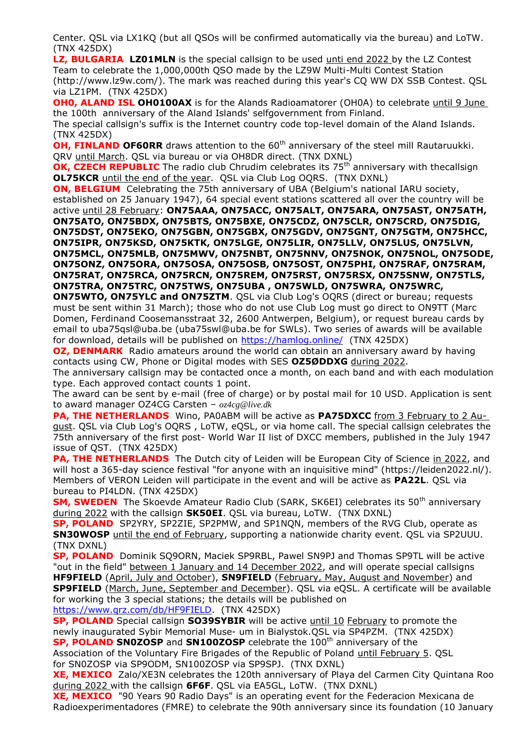Center. QSL via LX1KQ (but all QSOs will be confirmed automatically via the bureau) and LoTW. (TNX 425DX)

**LZ, BULGARIA** **LZ01MLN** is the special callsign to be used unti end 2022 by the LZ Contest Team to celebrate the 1,000,000th QSO made by the LZ9W Multi-Multi Contest Station (http://www.lz9w.com/). The mark was reached during this year's CQ WW DX SSB Contest. QSL via LZ1PM. (TNX 425DX)

**OH0, ALAND ISL** **OH0100AX** is for the Alands Radioamatorer (OH0A) to celebrate until 9 June the 100th anniversary of the Aland Islands' selfgovernment from Finland.
The special callsign's suffix is the Internet country code top-level domain of the Aland Islands. (TNX 425DX)

**OH, FINLAND** **OF60RR** draws attention to the 60th anniversary of the steel mill Rautaruukki. QRV until March. QSL via bureau or via OH8DR direct. (TNX DXNL)

**OK, CZECH REPUBLIC** The radio club Chrudim celebrates its 75th anniversary with thecallsign **OL75KCR** until the end of the year. QSL via Club Log OQRS. (TNX DXNL)

**ON, BELGIUM** Celebrating the 75th anniversary of UBA (Belgium's national IARU society, established on 25 January 1947), 64 special event stations scattered all over the country will be active until 28 February: **ON75AAA, ON75ACC, ON75ALT, ON75ARA, ON75AST, ON75ATH, ON75ATO, ON75BDX, ON75BTS, ON75BXE, ON75CDZ, ON75CLR, ON75CRD, ON75DIG, ON75DST, ON75EKO, ON75GBN, ON75GBX, ON75GDV, ON75GNT, ON75GTM, ON75HCC, ON75IPR, ON75KSD, ON75KTK, ON75LGE, ON75LIR, ON75LLV, ON75LUS, ON75LVN, ON75MCL, ON75MLB, ON75MWV, ON75NBT, ON75NNV, ON75NOK, ON75NOL, ON75ODE, ON75ONZ, ON75ORA, ON75OSA, ON75OSB, ON75OST, ON75PHI, ON75RAF, ON75RAM, ON75RAT, ON75RCA, ON75RCN, ON75REM, ON75RST, ON75RSX, ON75SNW, ON75TLS, ON75TRA, ON75TRC, ON75TWS, ON75UBA , ON75WLD, ON75WRA, ON75WRC, ON75WTO, ON75YLC and ON75ZTM**. QSL via Club Log's OQRS (direct or bureau; requests must be sent within 31 March); those who do not use Club Log must go direct to ON9TT (Marc Domen, Ferdinand Coosemansstraat 32, 2600 Antwerpen, Belgium), or request bureau cards by email to uba75qsl@uba.be (uba75swl@uba.be for SWLs). Two series of awards will be available for download, details will be published on https://hamlog.online/ (TNX 425DX)

**OZ, DENMARK** Radio amateurs around the world can obtain an anniversary award by having contacts using CW, Phone or Digital modes with SES **OZ5ØDDXG** during 2022.
The anniversary callsign may be contacted once a month, on each band and with each modulation type. Each approved contact counts 1 point.
The award can be sent by e-mail (free of charge) or by postal mail for 10 USD. Application is sent to award manager OZ4CG Carsten – *oz4cg@live.dk*

**PA, THE NETHERLANDS** Wino, PA0ABM will be active as **PA75DXCC** from 3 February to 2 August. QSL via Club Log's OQRS , LoTW, eQSL, or via home call. The special callsign celebrates the 75th anniversary of the first post- World War II list of DXCC members, published in the July 1947 issue of QST. (TNX 425DX)

**PA, THE NETHERLANDS** The Dutch city of Leiden will be European City of Science in 2022, and will host a 365-day science festival "for anyone with an inquisitive mind" (https://leiden2022.nl/). Members of VERON Leiden will participate in the event and will be active as **PA22L**. QSL via bureau to PI4LDN. (TNX 425DX)

**SM, SWEDEN** The Skoevde Amateur Radio Club (SARK, SK6EI) celebrates its 50th anniversary during 2022 with the callsign **SK50EI**. QSL via bureau, LoTW. (TNX DXNL)

**SP, POLAND** SP2YRY, SP2ZIE, SP2PMW, and SP1NQN, members of the RVG Club, operate as **SN30WOSP** until the end of February, supporting a nationwide charity event. QSL via SP2UUU. (TNX DXNL)

**SP, POLAND** Dominik SQ9ORN, Maciek SP9RBL, Pawel SN9PJ and Thomas SP9TL will be active "out in the field" between 1 January and 14 December 2022, and will operate special callsigns **HF9FIELD** (April, July and October), **SN9FIELD** (February, May, August and November) and **SP9FIELD** (March, June, September and December). QSL via eQSL. A certificate will be available for working the 3 special stations; the details will be published on https://www.qrz.com/db/HF9FIELD. (TNX 425DX)

**SP, POLAND** Special callsign **SO39SYBIR** will be active until 10 February to promote the newly inaugurated Sybir Memorial Muse- um in Bialystok.QSL via SP4PZM. (TNX 425DX)

**SP, POLAND** **SN0ZOSP** and **SN100ZOSP** celebrate the 100th anniversary of the Association of the Voluntary Fire Brigades of the Republic of Poland until February 5. QSL for SN0ZOSP via SP9ODM, SN100ZOSP via SP9SPJ. (TNX DXNL)

**XE, MEXICO** Zalo/XE3N celebrates the 120th anniversary of Playa del Carmen City Quintana Roo during 2022 with the callsign **6F6F**. QSL via EA5GL, LoTW. (TNX DXNL)

**XE, MEXICO** "90 Years 90 Radio Days" is an operating event for the Federacion Mexicana de Radioexperimentadores (FMRE) to celebrate the 90th anniversary since its foundation (10 January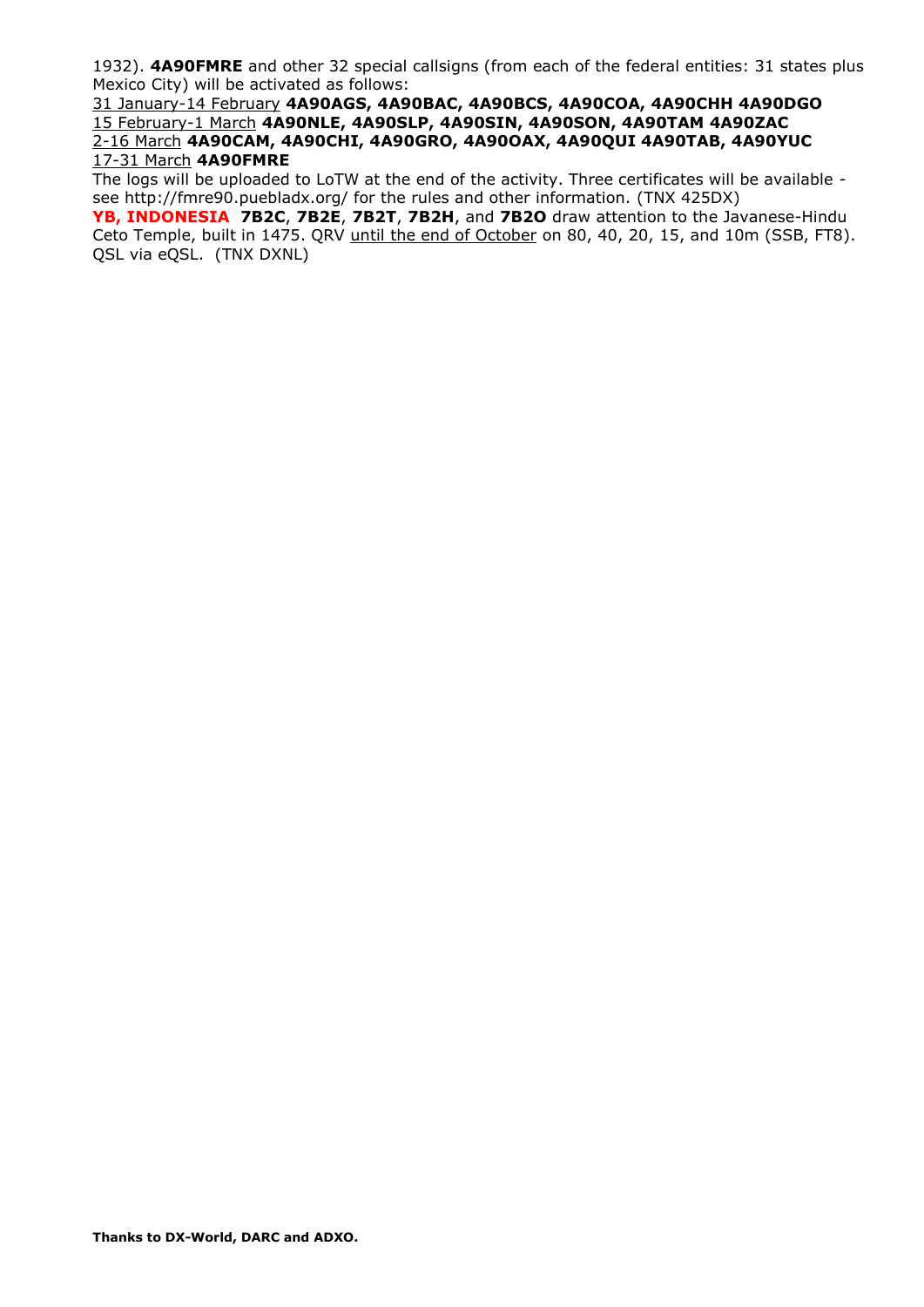1932). **4A90FMRE** and other 32 special callsigns (from each of the federal entities: 31 states plus Mexico City) will be activated as follows:

31 January-14 February **4A90AGS, 4A90BAC, 4A90BCS, 4A90COA, 4A90CHH 4A90DGO**
15 February-1 March **4A90NLE, 4A90SLP, 4A90SIN, 4A90SON, 4A90TAM 4A90ZAC**
2-16 March **4A90CAM, 4A90CHI, 4A90GRO, 4A90OAX, 4A90QUI 4A90TAB, 4A90YUC**
17-31 March **4A90FMRE**

The logs will be uploaded to LoTW at the end of the activity. Three certificates will be available - see http://fmre90.puebladx.org/ for the rules and other information. (TNX 425DX)

**YB, INDONESIA** **7B2C**, **7B2E**, **7B2T**, **7B2H**, and **7B2O** draw attention to the Javanese-Hindu Ceto Temple, built in 1475. QRV until the end of October on 80, 40, 20, 15, and 10m (SSB, FT8). QSL via eQSL. (TNX DXNL)

**Thanks to DX-World, DARC and ADXO.**